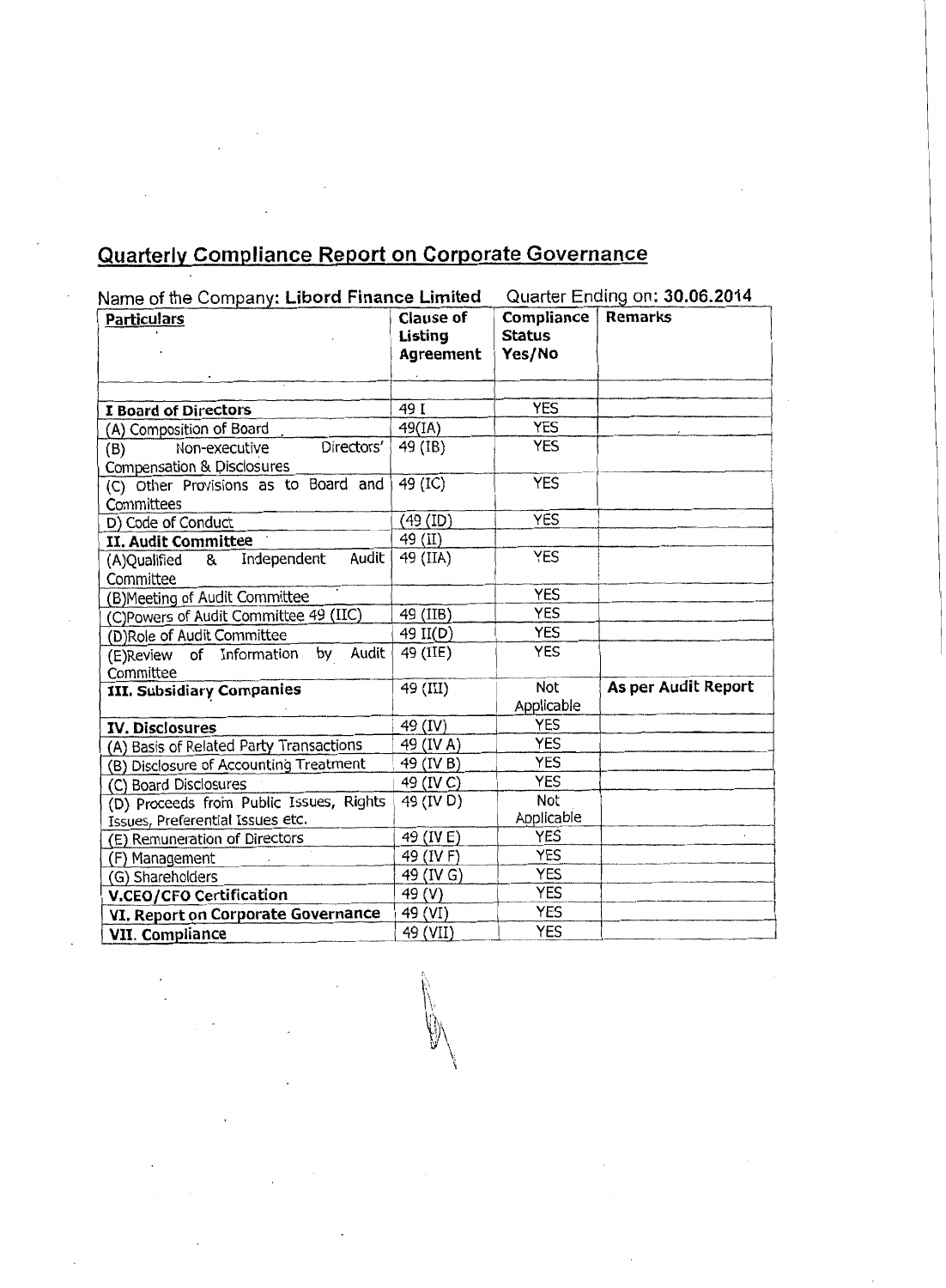# Quarterly Compliance Report on Corporate Governance

Name of the Company: **Libord Finance Limited** Quarter Ending on: **30.06.2014**

| Particulars | Clause of Listing Agreement | Compliance Status Yes/No | Remarks |
|---|---|---|---|
| | | | |
| **I Board of Directors** | 49 I | YES | |
| (A) Composition of Board | 49(IA) | YES | |
| (B) Non-executive Directors' Compensation & Disclosures | 49 (IB) | YES | |
| (C) Other Provisions as to Board and Committees | 49 (IC) | YES | |
| D) Code of Conduct | (49 (ID) | YES | |
| **II. Audit Committee** | 49 (II) | | |
| (A)Qualified & Independent Audit Committee | 49 (IIA) | YES | |
| (B)Meeting of Audit Committee | | YES | |
| (C)Powers of Audit Committee 49 (IIC) | 49 (IIB) | YES | |
| (D)Role of Audit Committee | 49 II(D) | YES | |
| (E)Review of Information by Audit Committee | 49 (IIE) | YES | |
| **III. Subsidiary Companies** | 49 (III) | Not Applicable | **As per Audit Report** |
| **IV. Disclosures** | 49 (IV) | YES | |
| (A) Basis of Related Party Transactions | 49 (IV A) | YES | |
| (B) Disclosure of Accounting Treatment | 49 (IV B) | YES | |
| (C) Board Disclosures | 49 (IV C) | YES | |
| (D) Proceeds from Public Issues, Rights Issues, Preferential Issues etc. | 49 (IV D) | Not Applicable | |
| (E) Remuneration of Directors | 49 (IV E) | YES | |
| (F) Management | 49 (IV F) | YES | |
| (G) Shareholders | 49 (IV G) | YES | |
| **V.CEO/CFO Certification** | 49 (V) | YES | |
| **VI. Report on Corporate Governance** | 49 (VI) | YES | |
| **VII. Compliance** | 49 (VII) | YES | |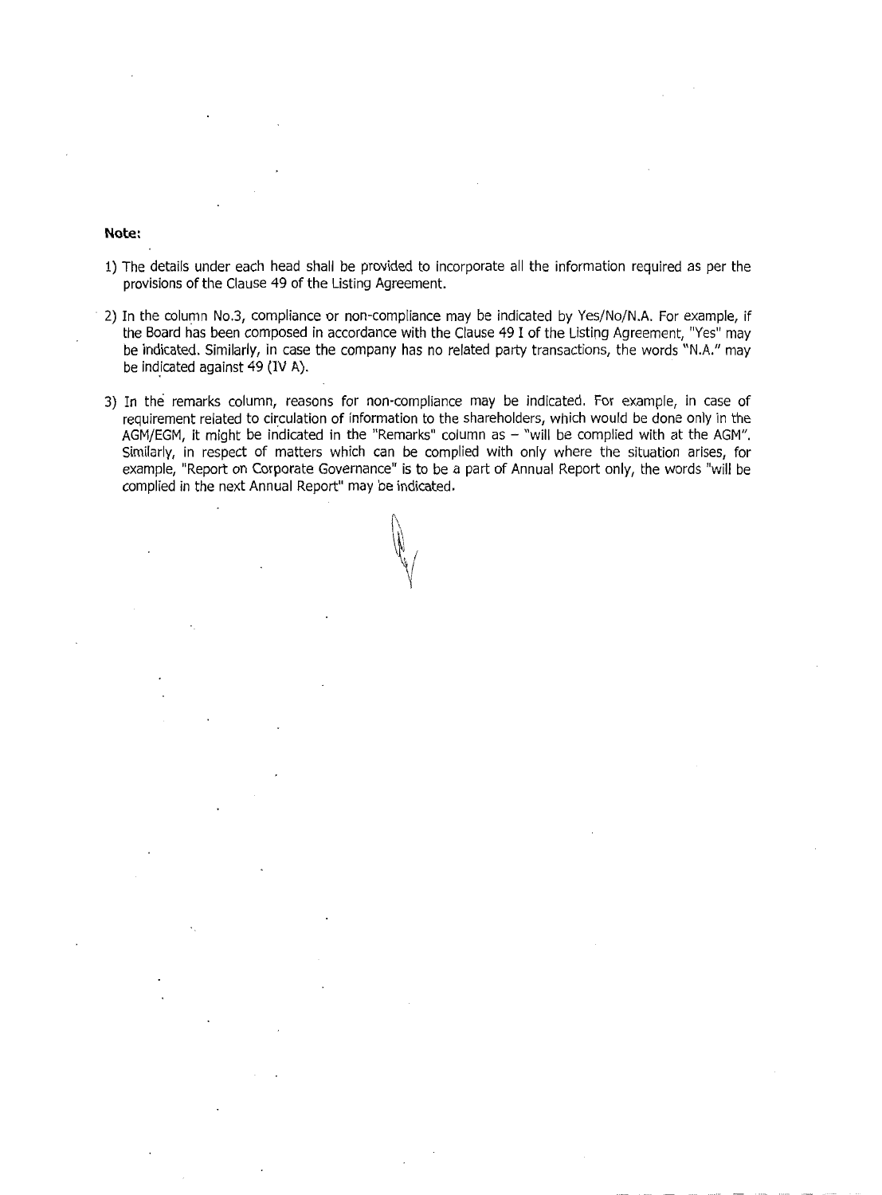**Note:**

1) The details under each head shall be provided to incorporate all the information required as per the provisions of the Clause 49 of the Listing Agreement.

2) In the column No.3, compliance or non-compliance may be indicated by Yes/No/N.A. For example, if the Board has been composed in accordance with the Clause 49 I of the Listing Agreement, "Yes" may be indicated. Similarly, in case the company has no related party transactions, the words "N.A." may be indicated against 49 (IV A).

3) In the remarks column, reasons for non-compliance may be indicated. For example, in case of requirement related to circulation of information to the shareholders, which would be done only in the AGM/EGM, it might be indicated in the "Remarks" column as – "will be complied with at the AGM". Similarly, in respect of matters which can be complied with only where the situation arises, for example, "Report on Corporate Governance" is to be a part of Annual Report only, the words "will be complied in the next Annual Report" may be indicated.